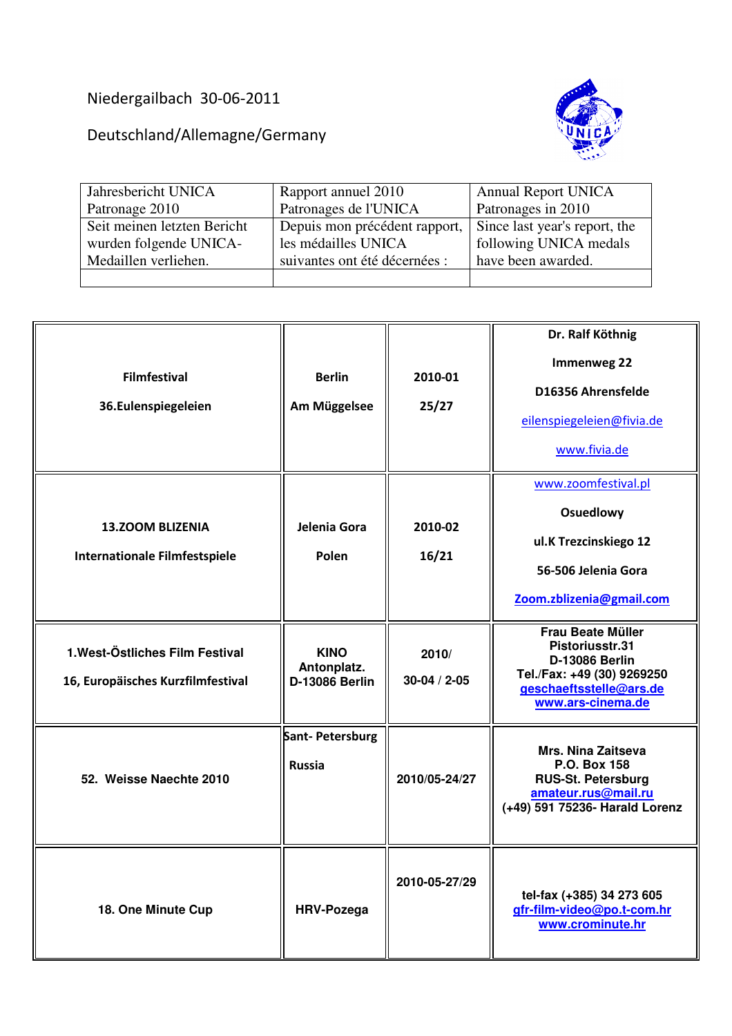Niedergailbach 30-06-2011

Deutschland/Allemagne/Germany

| Jahresbericht UNICA Patronage 2010 | Rapport annuel 2010 Patronages de l'UNICA | Annual Report UNICA Patronages in 2010 |
|---|---|---|
| Seit meinen letzten Bericht wurden folgende UNICA-Medaillen verliehen. | Depuis mon précédent rapport, les médailles UNICA suivantes ont été décernées : | Since last year's report, the following UNICA medals have been awarded. |
| | | |

| | | | |
|---|---|---|---|
| **Filmfestival**<br>**36.Eulenspiegeleien** | **Berlin**<br>**Am Müggelsee** | **2010-01**<br>**25/27** | **Dr. Ralf Köthnig**<br>**Immenweg 22**<br>**D16356 Ahrensfelde**<br>eilenspiegeleien@fivia.de<br>www.fivia.de |
| **13.ZOOM BLIZENIA**<br>**Internationale Filmfestspiele** | **Jelenia Gora**<br>**Polen** | **2010-02**<br>**16/21** | www.zoomfestival.pl<br>**Osuedlowy**<br>**ul.K Trezcinskiego 12**<br>**56-506 Jelenia Gora**<br>**Zoom.zblizenia@gmail.com** |
| **1.West-Östliches Film Festival**<br>**16, Europäisches Kurzfilmfestival** | **KINO Antonplatz.**<br>**D-13086 Berlin** | **2010/**<br>**30-04 / 2-05** | **Frau Beate Müller**<br>**Pistoriusstr.31**<br>**D-13086 Berlin**<br>**Tel./Fax: +49 (30) 9269250**<br>**geschaeftsstelle@ars.de**<br>**www.ars-cinema.de** |
| **52. Weisse Naechte 2010** | **Sant- Petersburg**<br>**Russia** | **2010/05-24/27** | **Mrs. Nina Zaitseva**<br>**P.O. Box 158**<br>**RUS-St. Petersburg**<br>**amateur.rus@mail.ru**<br>**(+49) 591 75236- Harald Lorenz** |
| **18. One Minute Cup** | **HRV-Pozega** | **2010-05-27/29** | **tel-fax (+385) 34 273 605**<br>**gfr-film-video@po.t-com.hr**<br>**www.crominute.hr** |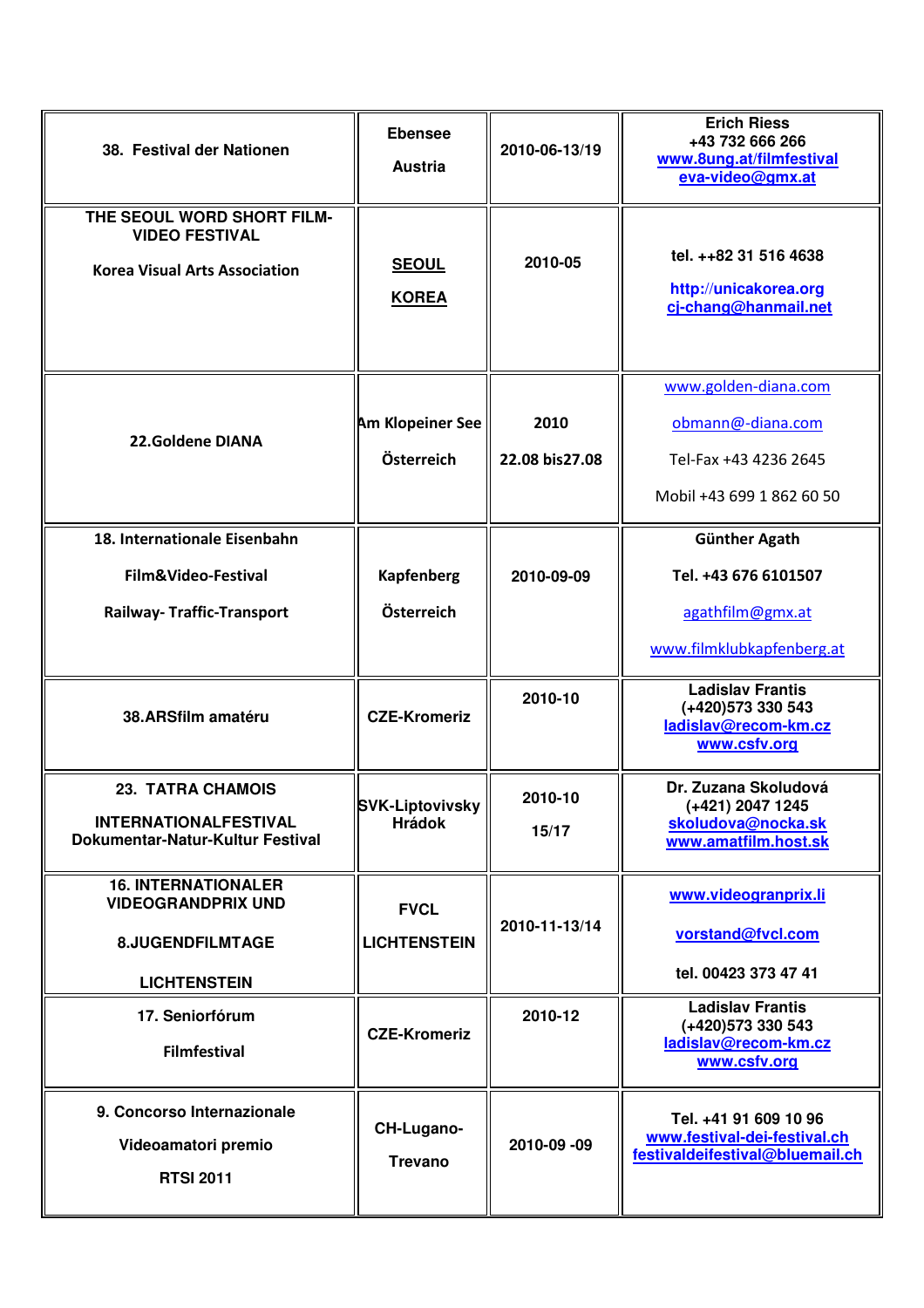| | | | |
|---|---|---|---|
| **38. Festival der Nationen** | **Ebensee**<br>**Austria** | **2010-06-13/19** | **Erich Riess**<br>**+43 732 666 266**<br>**www.8ung.at/filmfestival**<br>**eva-video@gmx.at** |
| **THE SEOUL WORD SHORT FILM-VIDEO FESTIVAL**<br>**Korea Visual Arts Association** | **SEOUL**<br>**KOREA** | **2010-05** | **tel. ++82 31 516 4638**<br>**http://unicakorea.org**<br>**cj-chang@hanmail.net** |
| **22.Goldene DIANA** | **Am Klopeiner See**<br>**Österreich** | **2010**<br>**22.08 bis27.08** | www.golden-diana.com<br>obmann@-diana.com<br>Tel-Fax +43 4236 2645<br>Mobil +43 699 1 862 60 50 |
| **18. Internationale Eisenbahn**<br>**Film&Video-Festival**<br>**Railway- Traffic-Transport** | **Kapfenberg**<br>**Österreich** | **2010-09-09** | **Günther Agath**<br>**Tel. +43 676 6101507**<br>agathfilm@gmx.at<br>www.filmklubkapfenberg.at |
| **38.ARSfilm amatéru** | **CZE-Kromeriz** | **2010-10** | **Ladislav Frantis**<br>**(+420)573 330 543**<br>**ladislav@recom-km.cz**<br>**www.csfv.org** |
| **23. TATRA CHAMOIS**<br>**INTERNATIONALFESTIVAL**<br>**Dokumentar-Natur-Kultur Festival** | **SVK-Liptovivsky Hrádok** | **2010-10**<br>**15/17** | **Dr. Zuzana Skoludová**<br>**(+421) 2047 1245**<br>**skoludova@nocka.sk**<br>**www.amatfilm.host.sk** |
| **16. INTERNATIONALER VIDEOGRANDPRIX UND**<br>**8.JUGENDFILMTAGE**<br>**LICHTENSTEIN** | **FVCL**<br>**LICHTENSTEIN** | **2010-11-13/14** | **www.videogranprix.li**<br>**vorstand@fvcl.com**<br>**tel. 00423 373 47 41** |
| **17. Seniorfórum**<br>**Filmfestival** | **CZE-Kromeriz** | **2010-12** | **Ladislav Frantis**<br>**(+420)573 330 543**<br>**ladislav@recom-km.cz**<br>**www.csfv.org** |
| **9. Concorso Internazionale**<br>**Videoamatori premio**<br>**RTSI 2011** | **CH-Lugano-**<br>**Trevano** | **2010-09 -09** | **Tel. +41 91 609 10 96**<br>**www.festival-dei-festival.ch**<br>**festivaldeifestival@bluemail.ch** |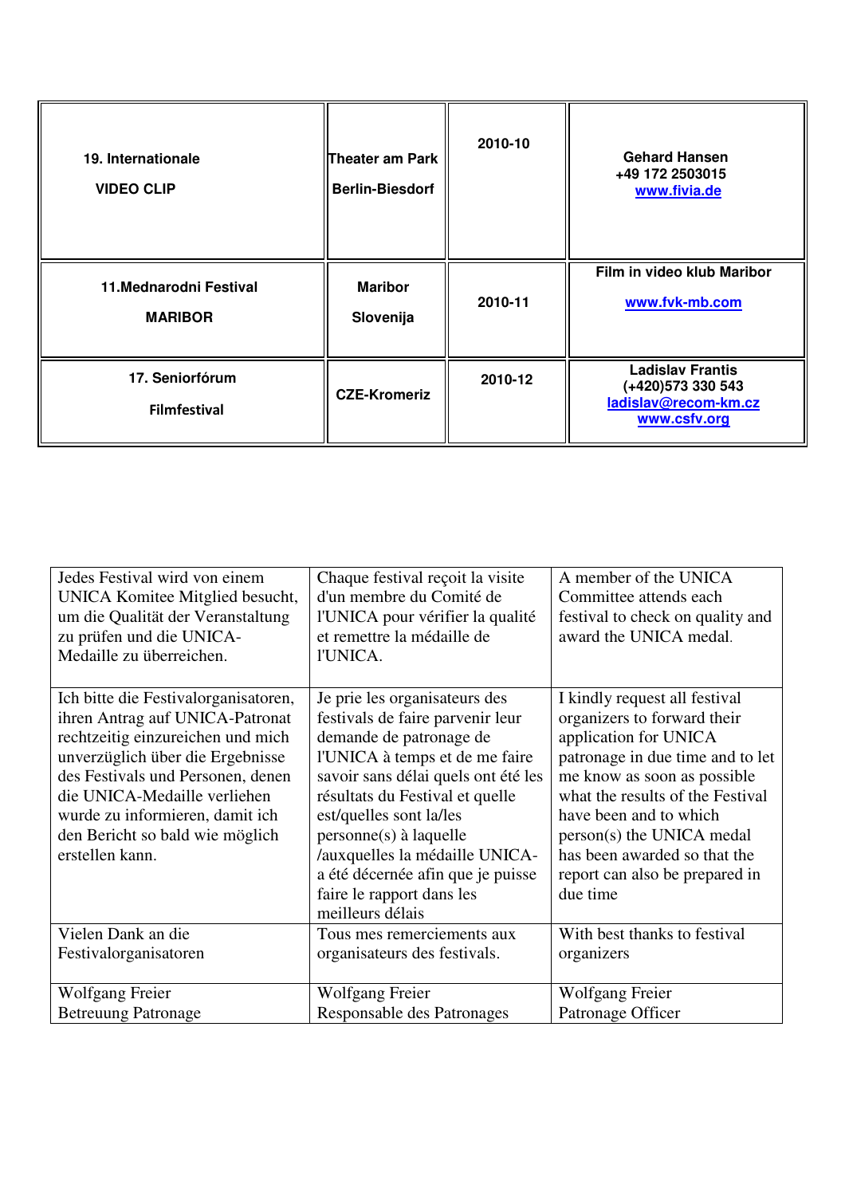| | | | |
|---|---|---|---|
| 19. Internationale VIDEO CLIP | Theater am Park Berlin-Biesdorf | 2010-10 | Gehard Hansen +49 172 2503015 www.fivia.de |
| 11.Mednarodni Festival MARIBOR | Maribor Slovenija | 2010-11 | Film in video klub Maribor www.fvk-mb.com |
| 17. Seniorfórum Filmfestival | CZE-Kromeriz | 2010-12 | Ladislav Frantis (+420)573 330 543 ladislav@recom-km.cz www.csfv.org |

| | | |
|---|---|---|
| Jedes Festival wird von einem UNICA Komitee Mitglied besucht, um die Qualität der Veranstaltung zu prüfen und die UNICA-Medaille zu überreichen. | Chaque festival reçoit la visite d'un membre du Comité de l'UNICA pour vérifier la qualité et remettre la médaille de l'UNICA. | A member of the UNICA Committee attends each festival to check on quality and award the UNICA medal. |
| Ich bitte die Festivalorganisatoren, ihren Antrag auf UNICA-Patronat rechtzeitig einzureichen und mich unverzüglich über die Ergebnisse des Festivals und Personen, denen die UNICA-Medaille verliehen wurde zu informieren, damit ich den Bericht so bald wie möglich erstellen kann. | Je prie les organisateurs des festivals de faire parvenir leur demande de patronage de l'UNICA à temps et de me faire savoir sans délai quels ont été les résultats du Festival et quelle est/quelles sont la/les personne(s) à laquelle /auxquelles la médaille UNICA-a été décernée afin que je puisse faire le rapport dans les meilleurs délais | I kindly request all festival organizers to forward their application for UNICA patronage in due time and to let me know as soon as possible what the results of the Festival have been and to which person(s) the UNICA medal has been awarded so that the report can also be prepared in due time |
| Vielen Dank an die Festivalorganisatoren | Tous mes remerciements aux organisateurs des festivals. | With best thanks to festival organizers |
| Wolfgang Freier Betreuung Patronage | Wolfgang Freier Responsable des Patronages | Wolfgang Freier Patronage Officer |